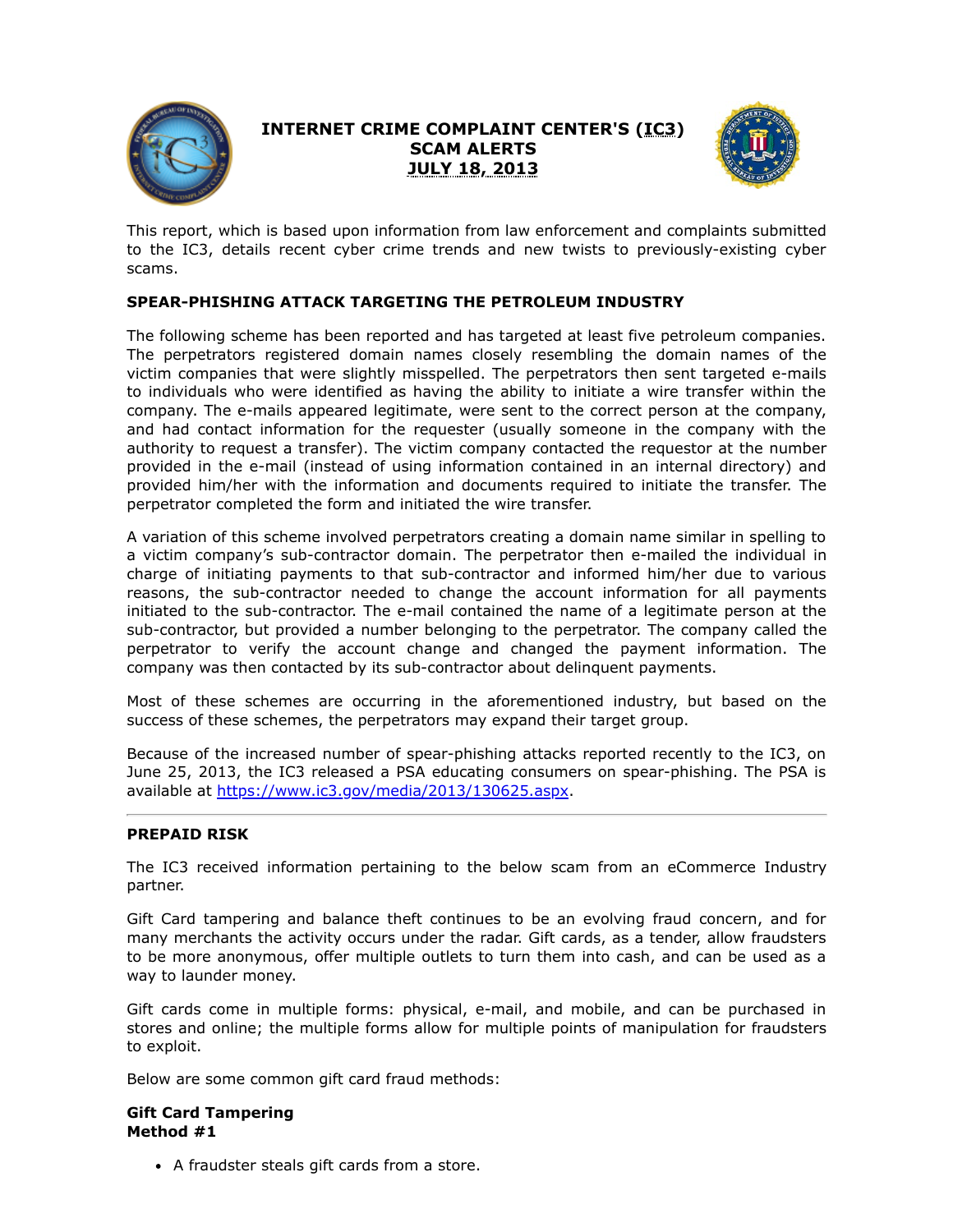# INTERNET CRIME COMPLAINT CENTER'S (IC3) SCAM ALERTS JULY 18, 2013

This report, which is based upon information from law enforcement and complaints submitted to the IC3, details recent cyber crime trends and new twists to previously-existing cyber scams.

## SPEAR-PHISHING ATTACK TARGETING THE PETROLEUM INDUSTRY

The following scheme has been reported and has targeted at least five petroleum companies. The perpetrators registered domain names closely resembling the domain names of the victim companies that were slightly misspelled. The perpetrators then sent targeted e-mails to individuals who were identified as having the ability to initiate a wire transfer within the company. The e-mails appeared legitimate, were sent to the correct person at the company, and had contact information for the requester (usually someone in the company with the authority to request a transfer). The victim company contacted the requestor at the number provided in the e-mail (instead of using information contained in an internal directory) and provided him/her with the information and documents required to initiate the transfer. The perpetrator completed the form and initiated the wire transfer.

A variation of this scheme involved perpetrators creating a domain name similar in spelling to a victim company's sub-contractor domain. The perpetrator then e-mailed the individual in charge of initiating payments to that sub-contractor and informed him/her due to various reasons, the sub-contractor needed to change the account information for all payments initiated to the sub-contractor. The e-mail contained the name of a legitimate person at the sub-contractor, but provided a number belonging to the perpetrator. The company called the perpetrator to verify the account change and changed the payment information. The company was then contacted by its sub-contractor about delinquent payments.

Most of these schemes are occurring in the aforementioned industry, but based on the success of these schemes, the perpetrators may expand their target group.

Because of the increased number of spear-phishing attacks reported recently to the IC3, on June 25, 2013, the IC3 released a PSA educating consumers on spear-phishing. The PSA is available at https://www.ic3.gov/media/2013/130625.aspx.

---

## PREPAID RISK

The IC3 received information pertaining to the below scam from an eCommerce Industry partner.

Gift Card tampering and balance theft continues to be an evolving fraud concern, and for many merchants the activity occurs under the radar. Gift cards, as a tender, allow fraudsters to be more anonymous, offer multiple outlets to turn them into cash, and can be used as a way to launder money.

Gift cards come in multiple forms: physical, e-mail, and mobile, and can be purchased in stores and online; the multiple forms allow for multiple points of manipulation for fraudsters to exploit.

Below are some common gift card fraud methods:

**Gift Card Tampering**
**Method #1**

- A fraudster steals gift cards from a store.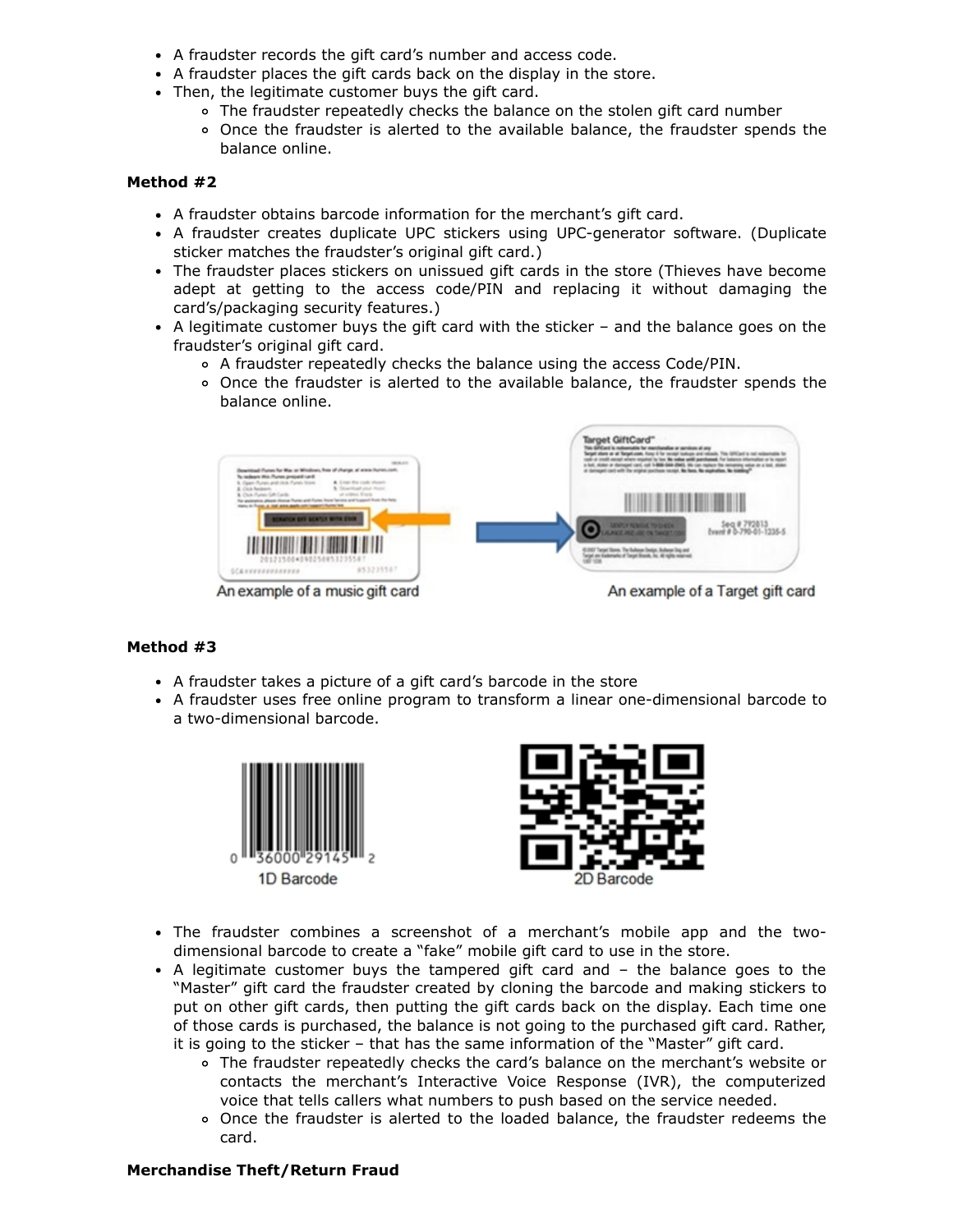- A fraudster records the gift card's number and access code.
- A fraudster places the gift cards back on the display in the store.
- Then, the legitimate customer buys the gift card.
  - The fraudster repeatedly checks the balance on the stolen gift card number
  - Once the fraudster is alerted to the available balance, the fraudster spends the balance online.

**Method #2**

- A fraudster obtains barcode information for the merchant's gift card.
- A fraudster creates duplicate UPC stickers using UPC-generator software. (Duplicate sticker matches the fraudster's original gift card.)
- The fraudster places stickers on unissued gift cards in the store (Thieves have become adept at getting to the access code/PIN and replacing it without damaging the card's/packaging security features.)
- A legitimate customer buys the gift card with the sticker – and the balance goes on the fraudster's original gift card.
  - A fraudster repeatedly checks the balance using the access Code/PIN.
  - Once the fraudster is alerted to the available balance, the fraudster spends the balance online.

An example of a music gift card

An example of a Target gift card

**Method #3**

- A fraudster takes a picture of a gift card's barcode in the store
- A fraudster uses free online program to transform a linear one-dimensional barcode to a two-dimensional barcode.

1D Barcode

2D Barcode

- The fraudster combines a screenshot of a merchant's mobile app and the two-dimensional barcode to create a "fake" mobile gift card to use in the store.
- A legitimate customer buys the tampered gift card and – the balance goes to the "Master" gift card the fraudster created by cloning the barcode and making stickers to put on other gift cards, then putting the gift cards back on the display. Each time one of those cards is purchased, the balance is not going to the purchased gift card. Rather, it is going to the sticker – that has the same information of the "Master" gift card.
  - The fraudster repeatedly checks the card's balance on the merchant's website or contacts the merchant's Interactive Voice Response (IVR), the computerized voice that tells callers what numbers to push based on the service needed.
  - Once the fraudster is alerted to the loaded balance, the fraudster redeems the card.

**Merchandise Theft/Return Fraud**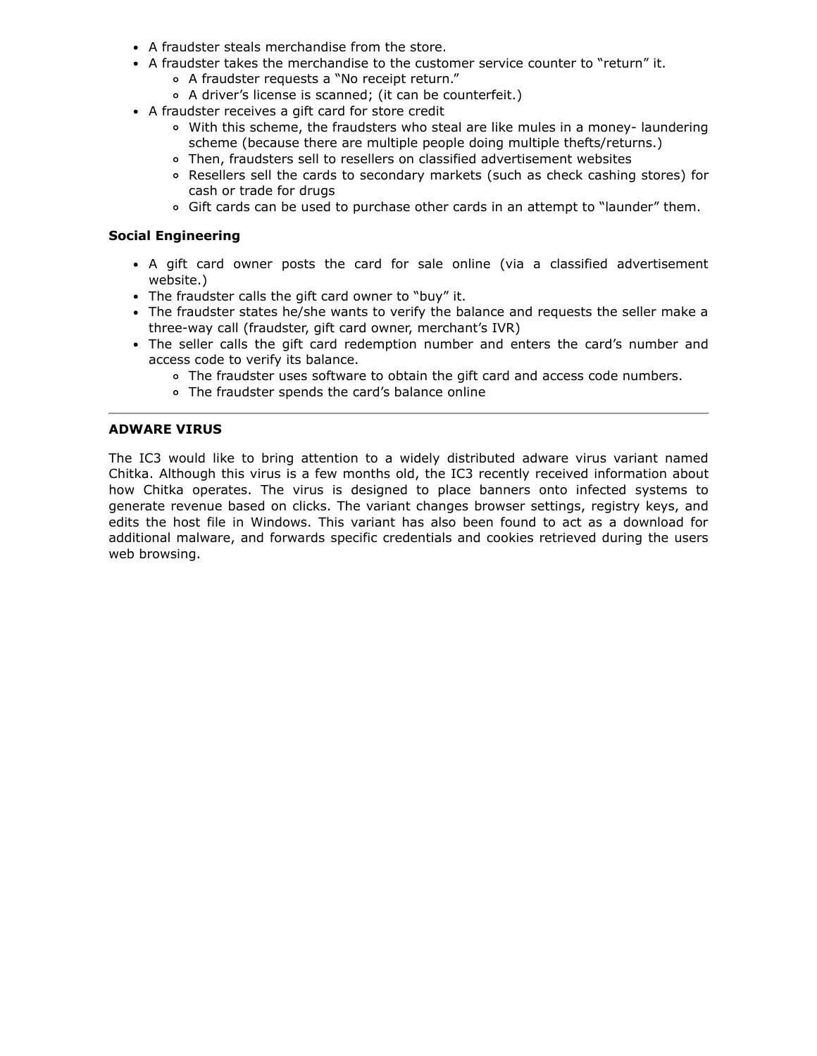- A fraudster steals merchandise from the store.
- A fraudster takes the merchandise to the customer service counter to "return" it.
    - A fraudster requests a "No receipt return."
    - A driver's license is scanned; (it can be counterfeit.)
- A fraudster receives a gift card for store credit
    - With this scheme, the fraudsters who steal are like mules in a money- laundering scheme (because there are multiple people doing multiple thefts/returns.)
    - Then, fraudsters sell to resellers on classified advertisement websites
    - Resellers sell the cards to secondary markets (such as check cashing stores) for cash or trade for drugs
    - Gift cards can be used to purchase other cards in an attempt to "launder" them.

**Social Engineering**

- A gift card owner posts the card for sale online (via a classified advertisement website.)
- The fraudster calls the gift card owner to "buy" it.
- The fraudster states he/she wants to verify the balance and requests the seller make a three-way call (fraudster, gift card owner, merchant's IVR)
- The seller calls the gift card redemption number and enters the card's number and access code to verify its balance.
    - The fraudster uses software to obtain the gift card and access code numbers.
    - The fraudster spends the card's balance online

---

**ADWARE VIRUS**

The IC3 would like to bring attention to a widely distributed adware virus variant named Chitka. Although this virus is a few months old, the IC3 recently received information about how Chitka operates. The virus is designed to place banners onto infected systems to generate revenue based on clicks. The variant changes browser settings, registry keys, and edits the host file in Windows. This variant has also been found to act as a download for additional malware, and forwards specific credentials and cookies retrieved during the users web browsing.